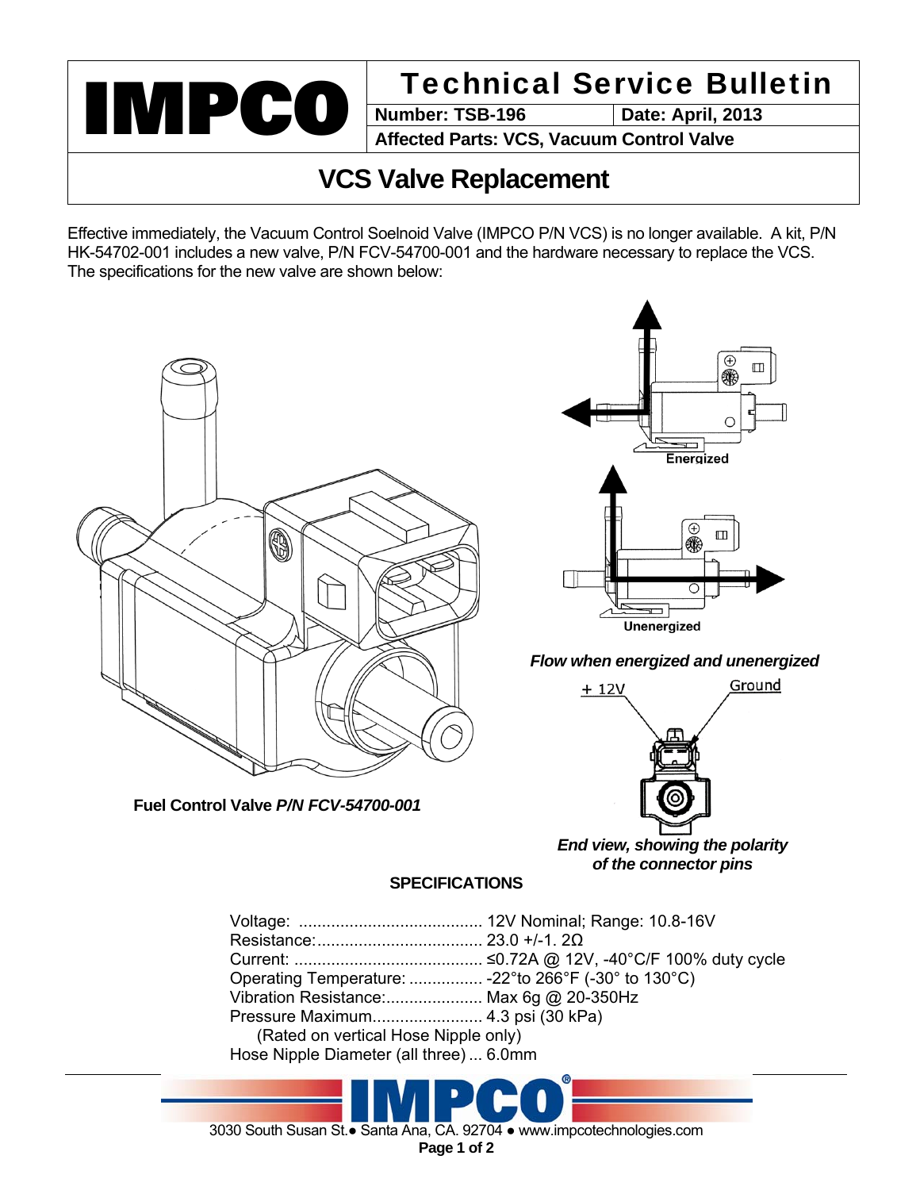# IMPCO

## Technical Service Bulletin

**Number: TSB-196** | **Date: April, 2013**

**Affected Parts: VCS, Vacuum Control Valve**

# VCS Valve Replacement

Effective immediately, the Vacuum Control Soelnoid Valve (IMPCO P/N VCS) is no longer available. A kit, P/N HK-54702-001 includes a new valve, P/N FCV-54700-001 and the hardware necessary to replace the VCS. The specifications for the new valve are shown below:

Energized

Unenergized

***Flow when energized and unenergized***

+ 12V    Ground

**Fuel Control Valve *P/N FCV-54700-001***

***End view, showing the polarity of the connector pins***

### SPECIFICATIONS

Voltage: ........................................ 12V Nominal; Range: 10.8-16V
Resistance:.................................... 23.0 +/-1. 2Ω
Current: ......................................... ≤0.72A @ 12V, -40°C/F 100% duty cycle
Operating Temperature: ................ -22°to 266°F (-30° to 130°C)
Vibration Resistance:..................... Max 6g @ 20-350Hz
Pressure Maximum........................ 4.3 psi (30 kPa)
(Rated on vertical Hose Nipple only)
Hose Nipple Diameter (all three) ... 6.0mm

3030 South Susan St.● Santa Ana, CA. 92704 ● www.impcotechnologies.com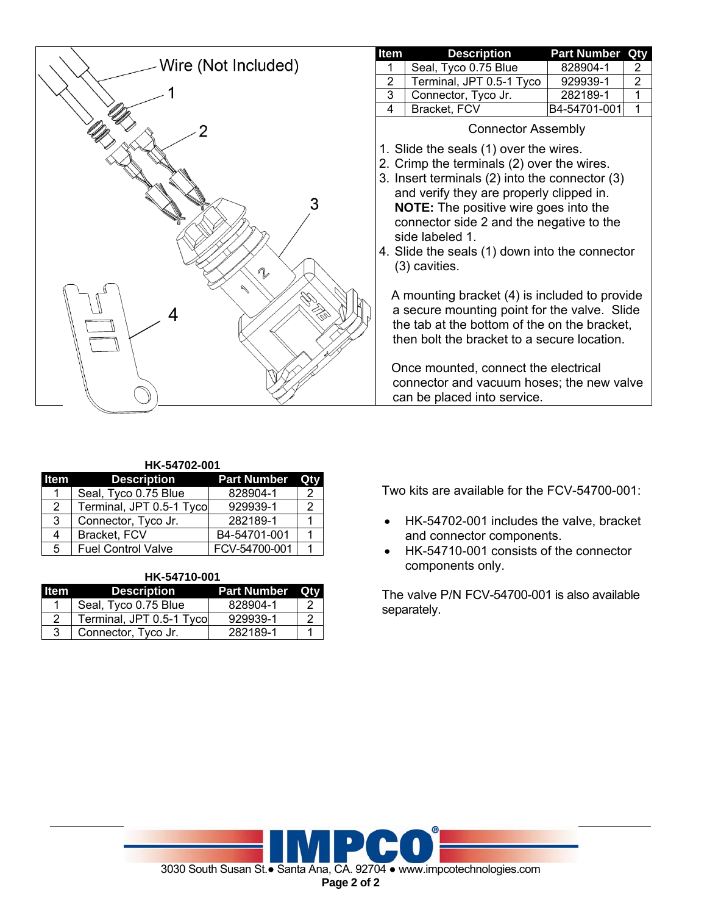Wire (Not Included)

1

2

3

4

| Item | Description | Part Number | Qty |
|---|---|---|---|
| 1 | Seal, Tyco 0.75 Blue | 828904-1 | 2 |
| 2 | Terminal, JPT 0.5-1 Tyco | 929939-1 | 2 |
| 3 | Connector, Tyco Jr. | 282189-1 | 1 |
| 4 | Bracket, FCV | B4-54701-001 | 1 |

Connector Assembly

1. Slide the seals (1) over the wires.
2. Crimp the terminals (2) over the wires.
3. Insert terminals (2) into the connector (3) and verify they are properly clipped in. **NOTE:** The positive wire goes into the connector side 2 and the negative to the side labeled 1.
4. Slide the seals (1) down into the connector (3) cavities.

A mounting bracket (4) is included to provide a secure mounting point for the valve. Slide the tab at the bottom of the on the bracket, then bolt the bracket to a secure location.

Once mounted, connect the electrical connector and vacuum hoses; the new valve can be placed into service.

**HK-54702-001**

| Item | Description | Part Number | Qty |
|---|---|---|---|
| 1 | Seal, Tyco 0.75 Blue | 828904-1 | 2 |
| 2 | Terminal, JPT 0.5-1 Tyco | 929939-1 | 2 |
| 3 | Connector, Tyco Jr. | 282189-1 | 1 |
| 4 | Bracket, FCV | B4-54701-001 | 1 |
| 5 | Fuel Control Valve | FCV-54700-001 | 1 |

**HK-54710-001**

| Item | Description | Part Number | Qty |
|---|---|---|---|
| 1 | Seal, Tyco 0.75 Blue | 828904-1 | 2 |
| 2 | Terminal, JPT 0.5-1 Tyco | 929939-1 | 2 |
| 3 | Connector, Tyco Jr. | 282189-1 | 1 |

Two kits are available for the FCV-54700-001:

- HK-54702-001 includes the valve, bracket and connector components.
- HK-54710-001 consists of the connector components only.

The valve P/N FCV-54700-001 is also available separately.

IMPCO®

3030 South Susan St.● Santa Ana, CA. 92704 ● www.impcotechnologies.com